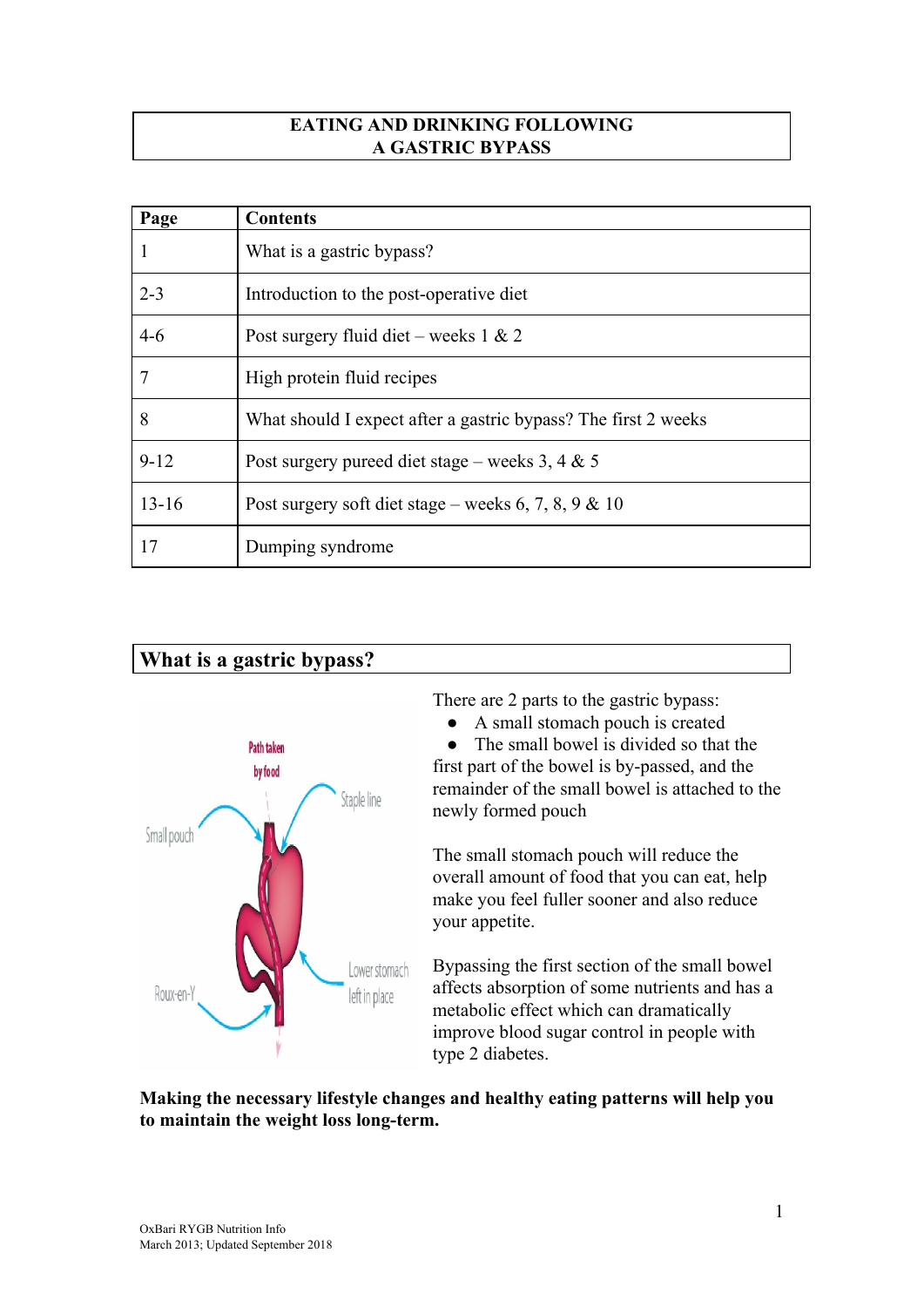# EATING AND DRINKING FOLLOWING A GASTRIC BYPASS

| Page | Contents |
|---|---|
| 1 | What is a gastric bypass? |
| 2-3 | Introduction to the post-operative diet |
| 4-6 | Post surgery fluid diet – weeks 1 & 2 |
| 7 | High protein fluid recipes |
| 8 | What should I expect after a gastric bypass? The first 2 weeks |
| 9-12 | Post surgery pureed diet stage – weeks 3, 4 & 5 |
| 13-16 | Post surgery soft diet stage – weeks 6, 7, 8, 9 & 10 |
| 17 | Dumping syndrome |

## What is a gastric bypass?

There are 2 parts to the gastric bypass:

- A small stomach pouch is created
- The small bowel is divided so that the first part of the bowel is by-passed, and the remainder of the small bowel is attached to the newly formed pouch

The small stomach pouch will reduce the overall amount of food that you can eat, help make you feel fuller sooner and also reduce your appetite.

Bypassing the first section of the small bowel affects absorption of some nutrients and has a metabolic effect which can dramatically improve blood sugar control in people with type 2 diabetes.

**Making the necessary lifestyle changes and healthy eating patterns will help you to maintain the weight loss long-term.**

OxBari RYGB Nutrition Info
March 2013; Updated September 2018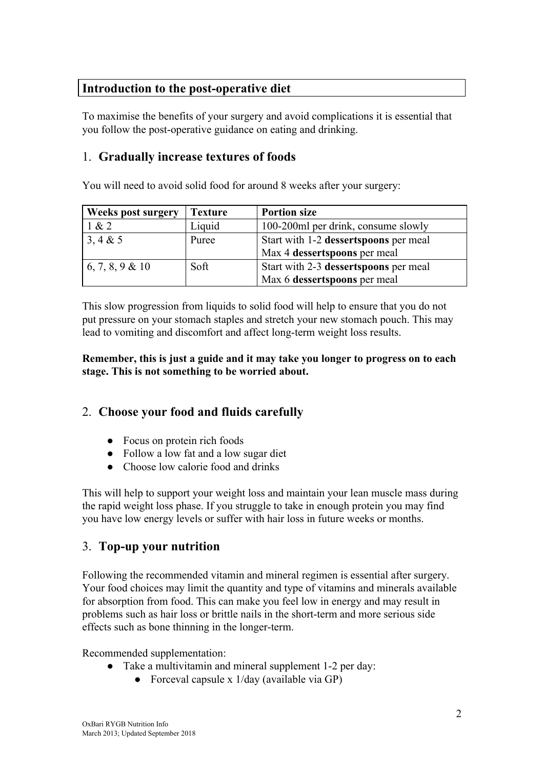## Introduction to the post-operative diet

To maximise the benefits of your surgery and avoid complications it is essential that you follow the post-operative guidance on eating and drinking.

### 1. Gradually increase textures of foods

You will need to avoid solid food for around 8 weeks after your surgery:

| Weeks post surgery | Texture | Portion size |
|---|---|---|
| 1 & 2 | Liquid | 100-200ml per drink, consume slowly |
| 3, 4 & 5 | Puree | Start with 1-2 **dessertspoons** per meal<br>Max 4 **dessertspoons** per meal |
| 6, 7, 8, 9 & 10 | Soft | Start with 2-3 **dessertspoons** per meal<br>Max 6 **dessertspoons** per meal |

This slow progression from liquids to solid food will help to ensure that you do not put pressure on your stomach staples and stretch your new stomach pouch. This may lead to vomiting and discomfort and affect long-term weight loss results.

**Remember, this is just a guide and it may take you longer to progress on to each stage. This is not something to be worried about.**

### 2. Choose your food and fluids carefully

- Focus on protein rich foods
- Follow a low fat and a low sugar diet
- Choose low calorie food and drinks

This will help to support your weight loss and maintain your lean muscle mass during the rapid weight loss phase. If you struggle to take in enough protein you may find you have low energy levels or suffer with hair loss in future weeks or months.

### 3. Top-up your nutrition

Following the recommended vitamin and mineral regimen is essential after surgery. Your food choices may limit the quantity and type of vitamins and minerals available for absorption from food. This can make you feel low in energy and may result in problems such as hair loss or brittle nails in the short-term and more serious side effects such as bone thinning in the longer-term.

Recommended supplementation:

- Take a multivitamin and mineral supplement 1-2 per day:
  - Forceval capsule x 1/day (available via GP)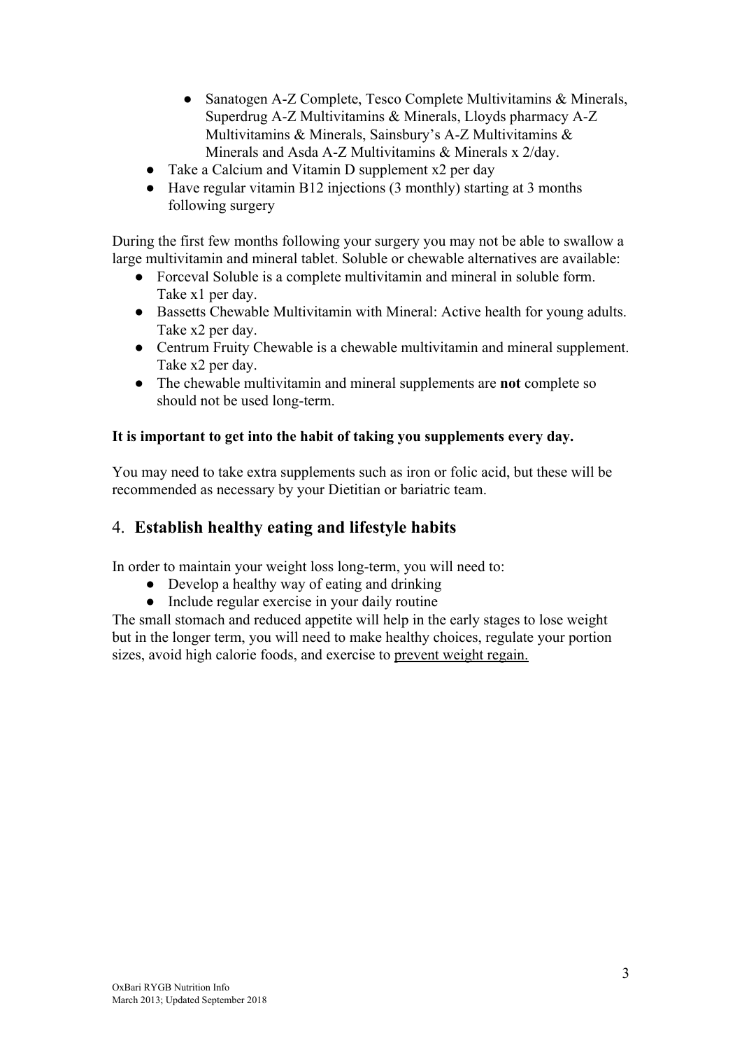- Sanatogen A-Z Complete, Tesco Complete Multivitamins & Minerals, Superdrug A-Z Multivitamins & Minerals, Lloyds pharmacy A-Z Multivitamins & Minerals, Sainsbury's A-Z Multivitamins & Minerals and Asda A-Z Multivitamins & Minerals x 2/day.
- Take a Calcium and Vitamin D supplement x2 per day
- Have regular vitamin B12 injections (3 monthly) starting at 3 months following surgery

During the first few months following your surgery you may not be able to swallow a large multivitamin and mineral tablet. Soluble or chewable alternatives are available:

- Forceval Soluble is a complete multivitamin and mineral in soluble form. Take x1 per day.
- Bassetts Chewable Multivitamin with Mineral: Active health for young adults. Take x2 per day.
- Centrum Fruity Chewable is a chewable multivitamin and mineral supplement. Take x2 per day.
- The chewable multivitamin and mineral supplements are **not** complete so should not be used long-term.

**It is important to get into the habit of taking you supplements every day.**

You may need to take extra supplements such as iron or folic acid, but these will be recommended as necessary by your Dietitian or bariatric team.

## 4. **Establish healthy eating and lifestyle habits**

In order to maintain your weight loss long-term, you will need to:

- Develop a healthy way of eating and drinking
- Include regular exercise in your daily routine

The small stomach and reduced appetite will help in the early stages to lose weight but in the longer term, you will need to make healthy choices, regulate your portion sizes, avoid high calorie foods, and exercise to <u>prevent weight regain.</u>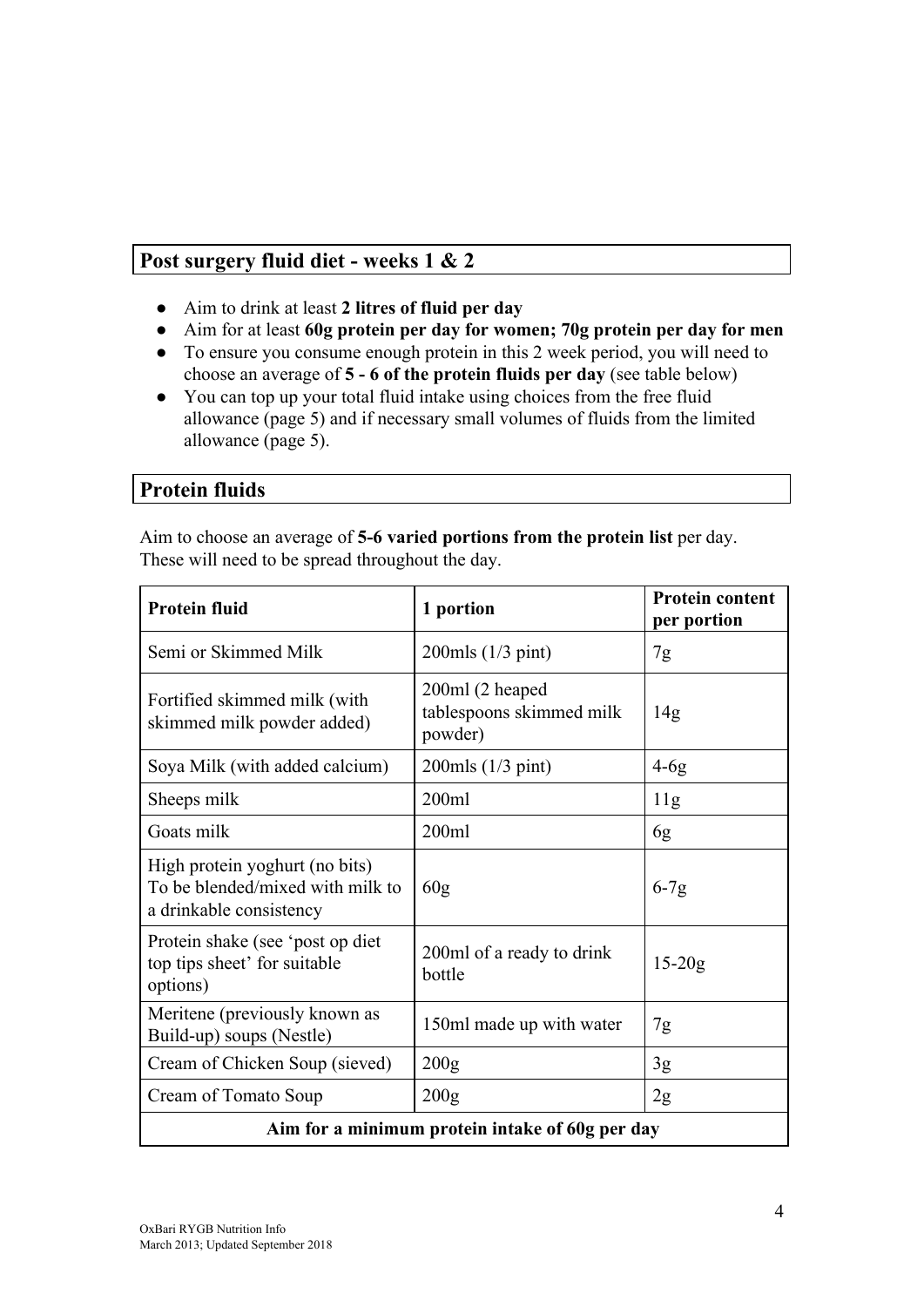## Post surgery fluid diet - weeks 1 & 2

- Aim to drink at least **2 litres of fluid per day**
- Aim for at least **60g protein per day for women; 70g protein per day for men**
- To ensure you consume enough protein in this 2 week period, you will need to choose an average of **5 - 6 of the protein fluids per day** (see table below)
- You can top up your total fluid intake using choices from the free fluid allowance (page 5) and if necessary small volumes of fluids from the limited allowance (page 5).

## Protein fluids

Aim to choose an average of **5-6 varied portions from the protein list** per day. These will need to be spread throughout the day.

| Protein fluid | 1 portion | Protein content per portion |
|---|---|---|
| Semi or Skimmed Milk | 200mls (1/3 pint) | 7g |
| Fortified skimmed milk (with skimmed milk powder added) | 200ml (2 heaped tablespoons skimmed milk powder) | 14g |
| Soya Milk (with added calcium) | 200mls (1/3 pint) | 4-6g |
| Sheeps milk | 200ml | 11g |
| Goats milk | 200ml | 6g |
| High protein yoghurt (no bits) To be blended/mixed with milk to a drinkable consistency | 60g | 6-7g |
| Protein shake (see 'post op diet top tips sheet' for suitable options) | 200ml of a ready to drink bottle | 15-20g |
| Meritene (previously known as Build-up) soups (Nestle) | 150ml made up with water | 7g |
| Cream of Chicken Soup (sieved) | 200g | 3g |
| Cream of Tomato Soup | 200g | 2g |
| **Aim for a minimum protein intake of 60g per day** | | |

OxBari RYGB Nutrition Info
March 2013; Updated September 2018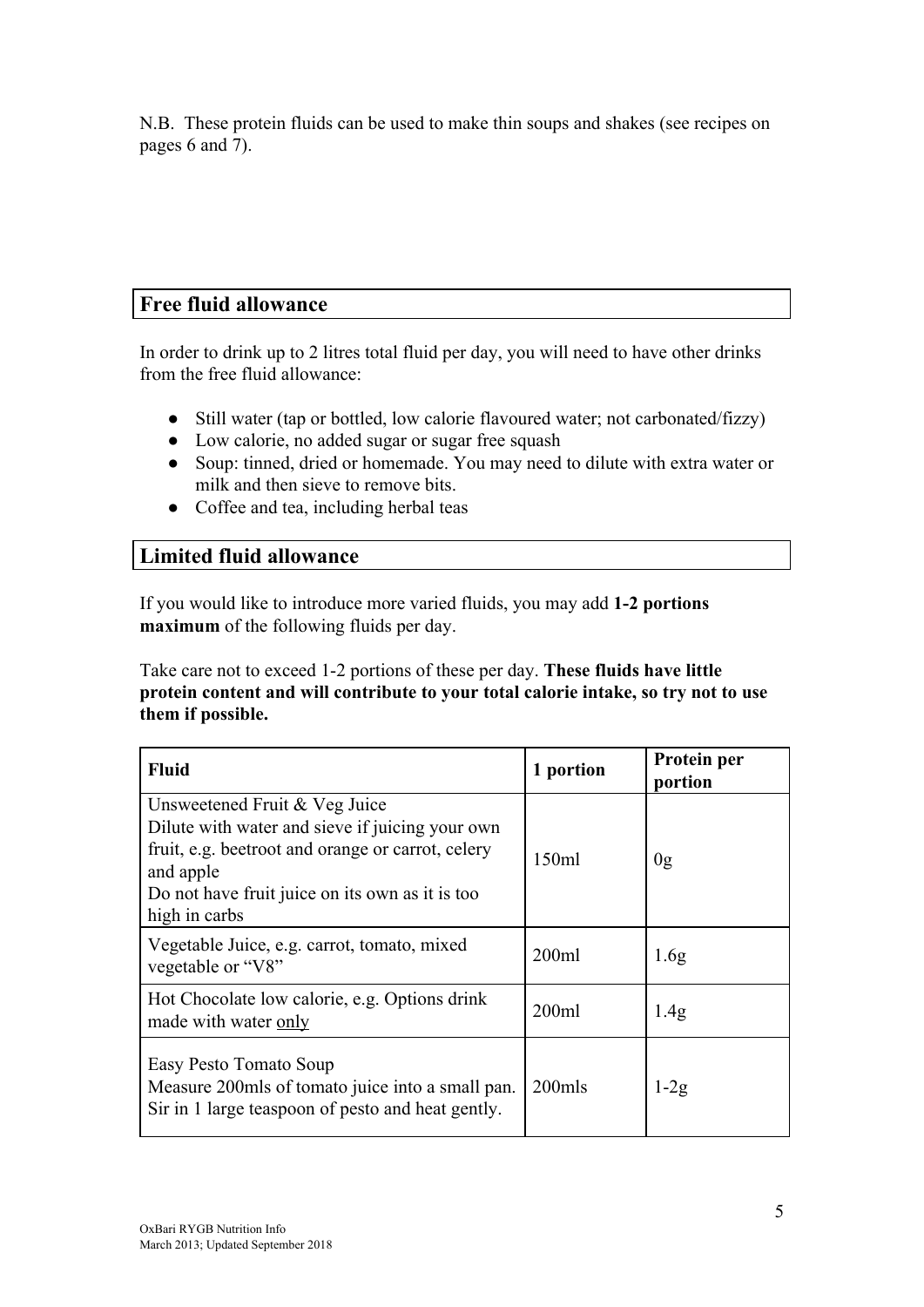N.B. These protein fluids can be used to make thin soups and shakes (see recipes on pages 6 and 7).

## Free fluid allowance

In order to drink up to 2 litres total fluid per day, you will need to have other drinks from the free fluid allowance:

- Still water (tap or bottled, low calorie flavoured water; not carbonated/fizzy)
- Low calorie, no added sugar or sugar free squash
- Soup: tinned, dried or homemade. You may need to dilute with extra water or milk and then sieve to remove bits.
- Coffee and tea, including herbal teas

## Limited fluid allowance

If you would like to introduce more varied fluids, you may add **1-2 portions maximum** of the following fluids per day.

Take care not to exceed 1-2 portions of these per day. **These fluids have little protein content and will contribute to your total calorie intake, so try not to use them if possible.**

| Fluid | 1 portion | Protein per portion |
|---|---|---|
| Unsweetened Fruit & Veg Juice<br>Dilute with water and sieve if juicing your own fruit, e.g. beetroot and orange or carrot, celery and apple<br>Do not have fruit juice on its own as it is too high in carbs | 150ml | 0g |
| Vegetable Juice, e.g. carrot, tomato, mixed vegetable or "V8" | 200ml | 1.6g |
| Hot Chocolate low calorie, e.g. Options drink made with water only | 200ml | 1.4g |
| Easy Pesto Tomato Soup<br>Measure 200mls of tomato juice into a small pan. Sir in 1 large teaspoon of pesto and heat gently. | 200mls | 1-2g |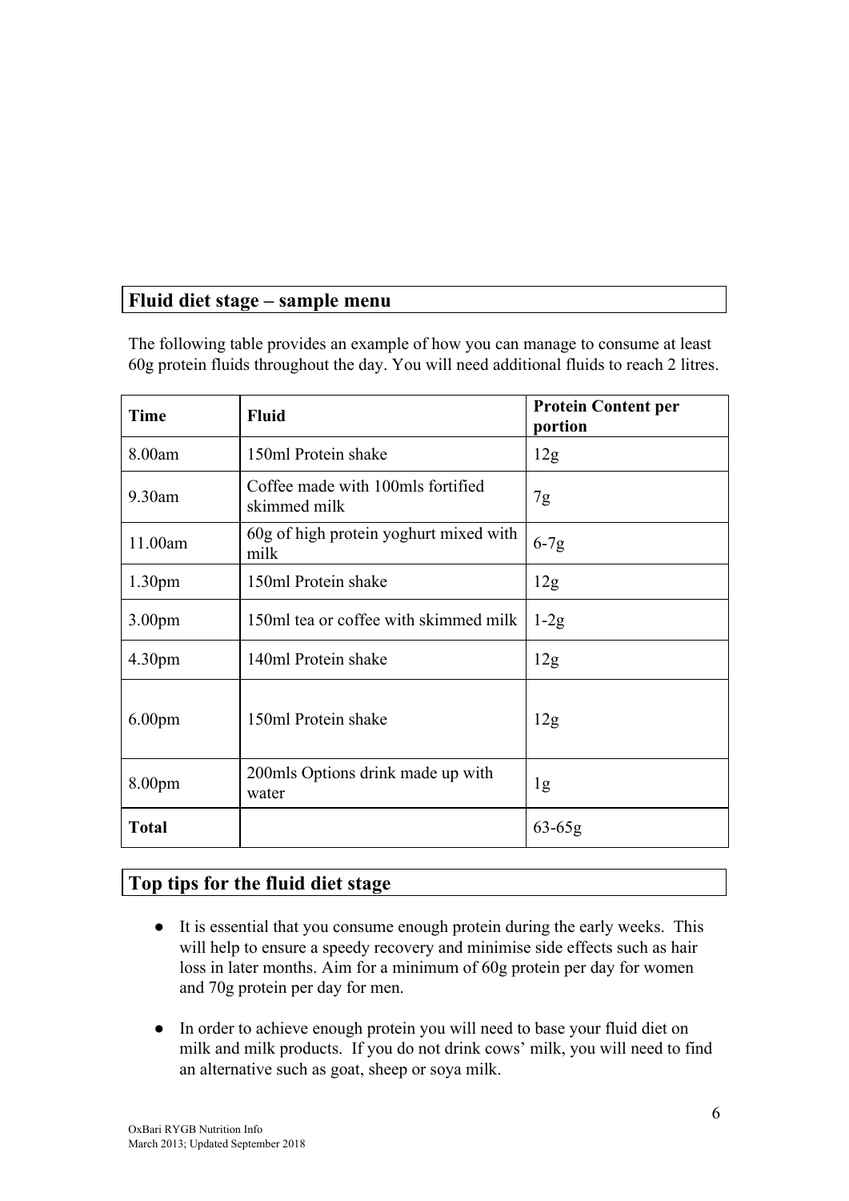## Fluid diet stage – sample menu

The following table provides an example of how you can manage to consume at least 60g protein fluids throughout the day. You will need additional fluids to reach 2 litres.

| Time | Fluid | Protein Content per portion |
|---|---|---|
| 8.00am | 150ml Protein shake | 12g |
| 9.30am | Coffee made with 100mls fortified skimmed milk | 7g |
| 11.00am | 60g of high protein yoghurt mixed with milk | 6-7g |
| 1.30pm | 150ml Protein shake | 12g |
| 3.00pm | 150ml tea or coffee with skimmed milk | 1-2g |
| 4.30pm | 140ml Protein shake | 12g |
| 6.00pm | 150ml Protein shake | 12g |
| 8.00pm | 200mls Options drink made up with water | 1g |
| **Total** | | 63-65g |

## Top tips for the fluid diet stage

- It is essential that you consume enough protein during the early weeks. This will help to ensure a speedy recovery and minimise side effects such as hair loss in later months. Aim for a minimum of 60g protein per day for women and 70g protein per day for men.
- In order to achieve enough protein you will need to base your fluid diet on milk and milk products. If you do not drink cows' milk, you will need to find an alternative such as goat, sheep or soya milk.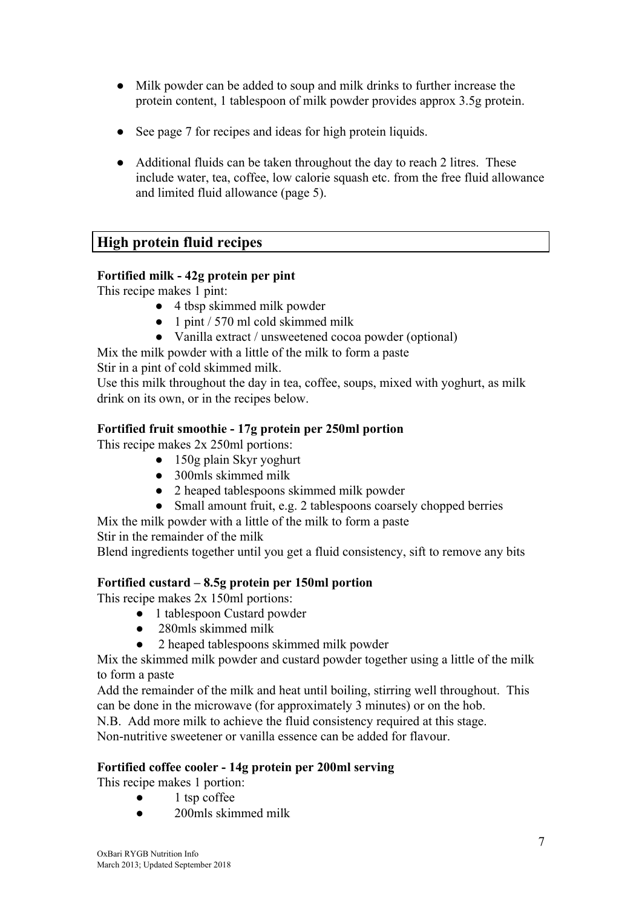- Milk powder can be added to soup and milk drinks to further increase the protein content, 1 tablespoon of milk powder provides approx 3.5g protein.
- See page 7 for recipes and ideas for high protein liquids.
- Additional fluids can be taken throughout the day to reach 2 litres. These include water, tea, coffee, low calorie squash etc. from the free fluid allowance and limited fluid allowance (page 5).

## High protein fluid recipes

**Fortified milk - 42g protein per pint**

This recipe makes 1 pint:

- 4 tbsp skimmed milk powder
- 1 pint / 570 ml cold skimmed milk
- Vanilla extract / unsweetened cocoa powder (optional)

Mix the milk powder with a little of the milk to form a paste

Stir in a pint of cold skimmed milk.

Use this milk throughout the day in tea, coffee, soups, mixed with yoghurt, as milk drink on its own, or in the recipes below.

**Fortified fruit smoothie - 17g protein per 250ml portion**

This recipe makes 2x 250ml portions:

- 150g plain Skyr yoghurt
- 300mls skimmed milk
- 2 heaped tablespoons skimmed milk powder
- Small amount fruit, e.g. 2 tablespoons coarsely chopped berries

Mix the milk powder with a little of the milk to form a paste

Stir in the remainder of the milk

Blend ingredients together until you get a fluid consistency, sift to remove any bits

**Fortified custard – 8.5g protein per 150ml portion**

This recipe makes 2x 150ml portions:

- 1 tablespoon Custard powder
- 280mls skimmed milk
- 2 heaped tablespoons skimmed milk powder

Mix the skimmed milk powder and custard powder together using a little of the milk to form a paste

Add the remainder of the milk and heat until boiling, stirring well throughout. This can be done in the microwave (for approximately 3 minutes) or on the hob.

N.B. Add more milk to achieve the fluid consistency required at this stage.

Non-nutritive sweetener or vanilla essence can be added for flavour.

**Fortified coffee cooler - 14g protein per 200ml serving**

This recipe makes 1 portion:

- 1 tsp coffee
- 200mls skimmed milk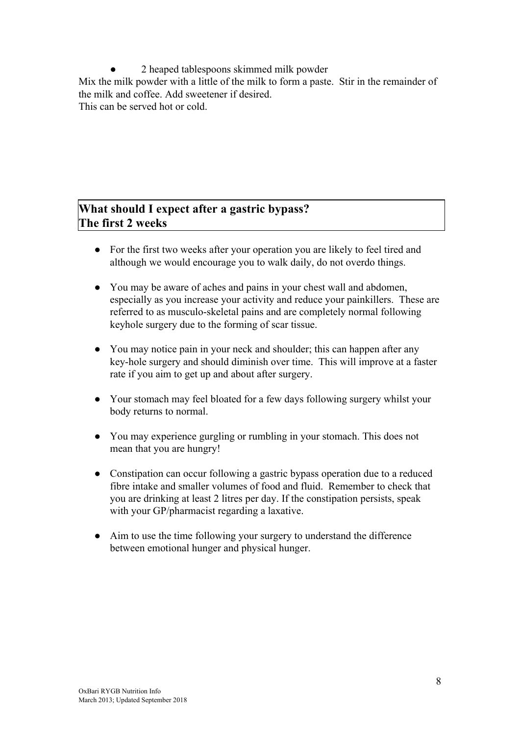- 2 heaped tablespoons skimmed milk powder

Mix the milk powder with a little of the milk to form a paste. Stir in the remainder of the milk and coffee. Add sweetener if desired.
This can be served hot or cold.

## What should I expect after a gastric bypass?
## The first 2 weeks

- For the first two weeks after your operation you are likely to feel tired and although we would encourage you to walk daily, do not overdo things.
- You may be aware of aches and pains in your chest wall and abdomen, especially as you increase your activity and reduce your painkillers. These are referred to as musculo-skeletal pains and are completely normal following keyhole surgery due to the forming of scar tissue.
- You may notice pain in your neck and shoulder; this can happen after any key-hole surgery and should diminish over time. This will improve at a faster rate if you aim to get up and about after surgery.
- Your stomach may feel bloated for a few days following surgery whilst your body returns to normal.
- You may experience gurgling or rumbling in your stomach. This does not mean that you are hungry!
- Constipation can occur following a gastric bypass operation due to a reduced fibre intake and smaller volumes of food and fluid. Remember to check that you are drinking at least 2 litres per day. If the constipation persists, speak with your GP/pharmacist regarding a laxative.
- Aim to use the time following your surgery to understand the difference between emotional hunger and physical hunger.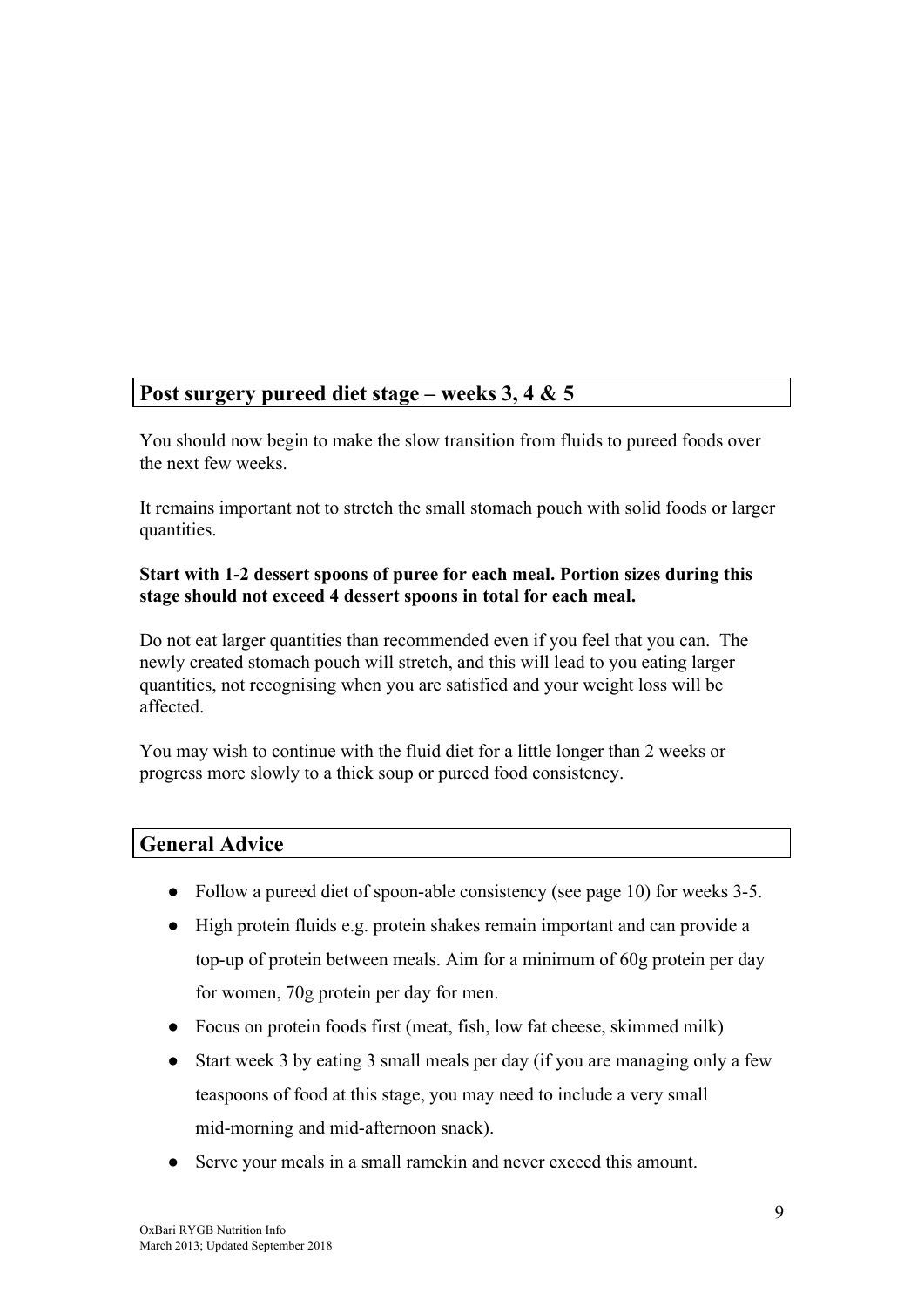## Post surgery pureed diet stage – weeks 3, 4 & 5

You should now begin to make the slow transition from fluids to pureed foods over the next few weeks.

It remains important not to stretch the small stomach pouch with solid foods or larger quantities.

**Start with 1-2 dessert spoons of puree for each meal. Portion sizes during this stage should not exceed 4 dessert spoons in total for each meal.**

Do not eat larger quantities than recommended even if you feel that you can. The newly created stomach pouch will stretch, and this will lead to you eating larger quantities, not recognising when you are satisfied and your weight loss will be affected.

You may wish to continue with the fluid diet for a little longer than 2 weeks or progress more slowly to a thick soup or pureed food consistency.

## General Advice

- Follow a pureed diet of spoon-able consistency (see page 10) for weeks 3-5.
- High protein fluids e.g. protein shakes remain important and can provide a top-up of protein between meals. Aim for a minimum of 60g protein per day for women, 70g protein per day for men.
- Focus on protein foods first (meat, fish, low fat cheese, skimmed milk)
- Start week 3 by eating 3 small meals per day (if you are managing only a few teaspoons of food at this stage, you may need to include a very small mid-morning and mid-afternoon snack).
- Serve your meals in a small ramekin and never exceed this amount.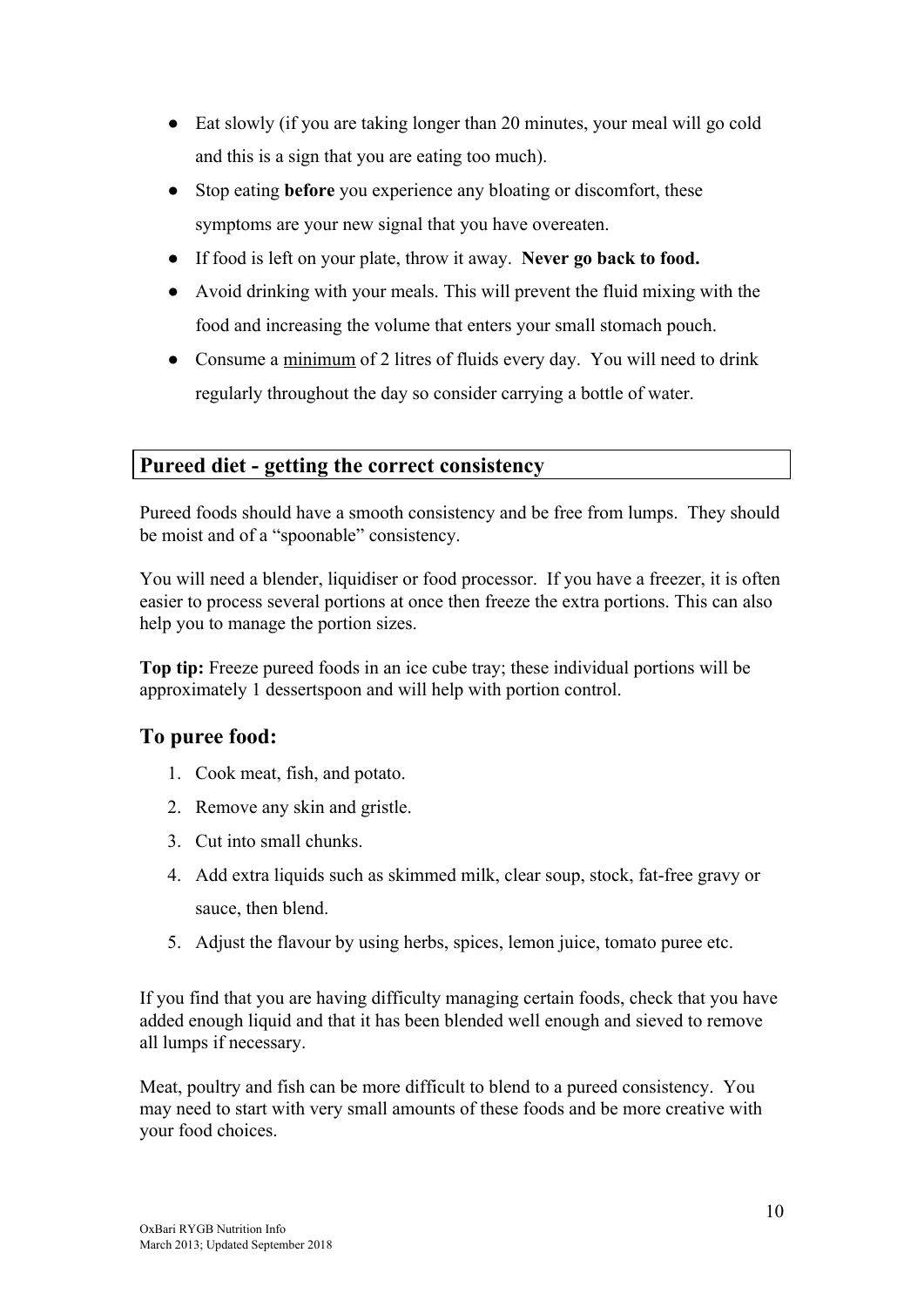- Eat slowly (if you are taking longer than 20 minutes, your meal will go cold and this is a sign that you are eating too much).
- Stop eating **before** you experience any bloating or discomfort, these symptoms are your new signal that you have overeaten.
- If food is left on your plate, throw it away. **Never go back to food.**
- Avoid drinking with your meals. This will prevent the fluid mixing with the food and increasing the volume that enters your small stomach pouch.
- Consume a <u>minimum</u> of 2 litres of fluids every day. You will need to drink regularly throughout the day so consider carrying a bottle of water.

## Pureed diet - getting the correct consistency

Pureed foods should have a smooth consistency and be free from lumps. They should be moist and of a "spoonable" consistency.

You will need a blender, liquidiser or food processor. If you have a freezer, it is often easier to process several portions at once then freeze the extra portions. This can also help you to manage the portion sizes.

**Top tip:** Freeze pureed foods in an ice cube tray; these individual portions will be approximately 1 dessertspoon and will help with portion control.

### To puree food:

1. Cook meat, fish, and potato.
2. Remove any skin and gristle.
3. Cut into small chunks.
4. Add extra liquids such as skimmed milk, clear soup, stock, fat-free gravy or sauce, then blend.
5. Adjust the flavour by using herbs, spices, lemon juice, tomato puree etc.

If you find that you are having difficulty managing certain foods, check that you have added enough liquid and that it has been blended well enough and sieved to remove all lumps if necessary.

Meat, poultry and fish can be more difficult to blend to a pureed consistency. You may need to start with very small amounts of these foods and be more creative with your food choices.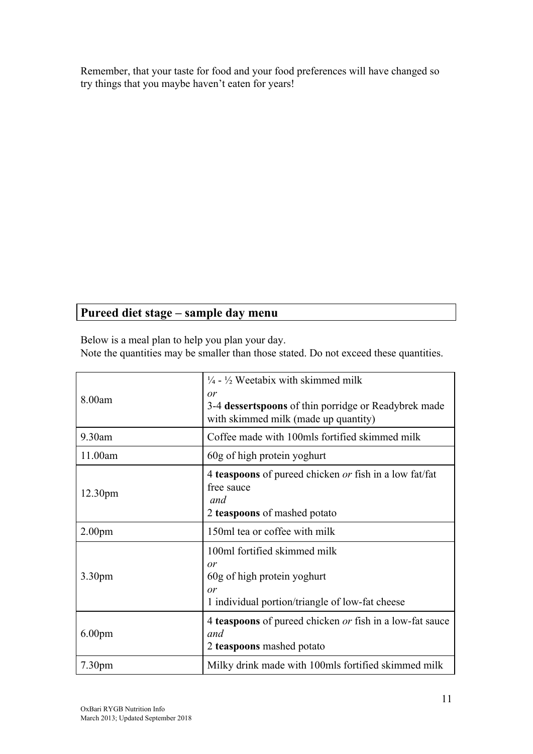Remember, that your taste for food and your food preferences will have changed so try things that you maybe haven't eaten for years!

## Pureed diet stage – sample day menu

Below is a meal plan to help you plan your day.
Note the quantities may be smaller than those stated. Do not exceed these quantities.

| | |
|---|---|
| 8.00am | ¼ - ½ Weetabix with skimmed milk<br>*or*<br>3-4 **dessertspoons** of thin porridge or Readybrek made with skimmed milk (made up quantity) |
| 9.30am | Coffee made with 100mls fortified skimmed milk |
| 11.00am | 60g of high protein yoghurt |
| 12.30pm | 4 **teaspoons** of pureed chicken *or* fish in a low fat/fat free sauce<br>*and*<br>2 **teaspoons** of mashed potato |
| 2.00pm | 150ml tea or coffee with milk |
| 3.30pm | 100ml fortified skimmed milk<br>*or*<br>60g of high protein yoghurt<br>*or*<br>1 individual portion/triangle of low-fat cheese |
| 6.00pm | 4 **teaspoons** of pureed chicken *or* fish in a low-fat sauce<br>*and*<br>2 **teaspoons** mashed potato |
| 7.30pm | Milky drink made with 100mls fortified skimmed milk |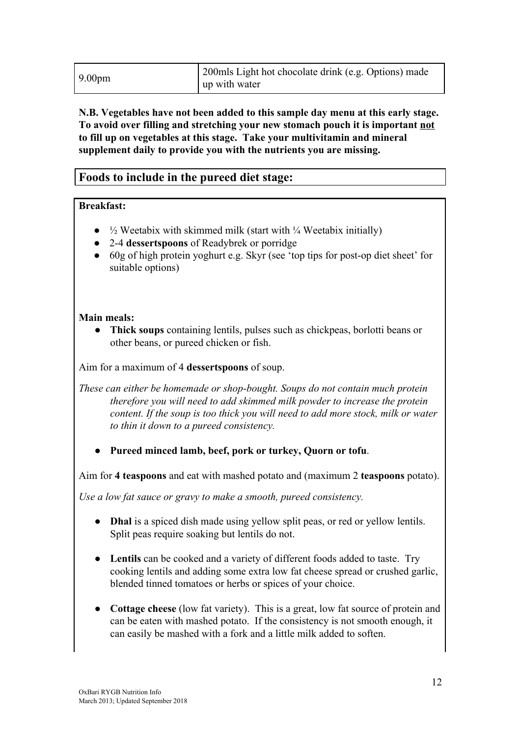| 9.00pm | 200mls Light hot chocolate drink (e.g. Options) made up with water |
|---|---|

**N.B. Vegetables have not been added to this sample day menu at this early stage. To avoid over filling and stretching your new stomach pouch it is important not to fill up on vegetables at this stage. Take your multivitamin and mineral supplement daily to provide you with the nutrients you are missing.**

## Foods to include in the pureed diet stage:

**Breakfast:**

- ½ Weetabix with skimmed milk (start with ¼ Weetabix initially)
- 2-4 **dessertspoons** of Readybrek or porridge
- 60g of high protein yoghurt e.g. Skyr (see 'top tips for post-op diet sheet' for suitable options)

**Main meals:**

- **Thick soups** containing lentils, pulses such as chickpeas, borlotti beans or other beans, or pureed chicken or fish.

Aim for a maximum of 4 **dessertspoons** of soup.

*These can either be homemade or shop-bought. Soups do not contain much protein therefore you will need to add skimmed milk powder to increase the protein content. If the soup is too thick you will need to add more stock, milk or water to thin it down to a pureed consistency.*

- **Pureed minced lamb, beef, pork or turkey, Quorn or tofu**.

Aim for **4 teaspoons** and eat with mashed potato and (maximum 2 **teaspoons** potato).

*Use a low fat sauce or gravy to make a smooth, pureed consistency.*

- **Dhal** is a spiced dish made using yellow split peas, or red or yellow lentils. Split peas require soaking but lentils do not.
- **Lentils** can be cooked and a variety of different foods added to taste. Try cooking lentils and adding some extra low fat cheese spread or crushed garlic, blended tinned tomatoes or herbs or spices of your choice.
- **Cottage cheese** (low fat variety). This is a great, low fat source of protein and can be eaten with mashed potato. If the consistency is not smooth enough, it can easily be mashed with a fork and a little milk added to soften.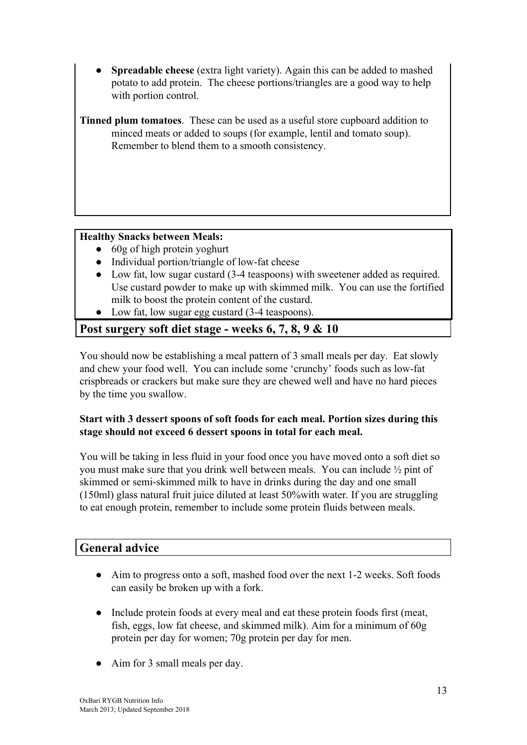- **Spreadable cheese** (extra light variety). Again this can be added to mashed potato to add protein. The cheese portions/triangles are a good way to help with portion control.

**Tinned plum tomatoes**. These can be used as a useful store cupboard addition to minced meats or added to soups (for example, lentil and tomato soup). Remember to blend them to a smooth consistency.

**Healthy Snacks between Meals:**

- 60g of high protein yoghurt
- Individual portion/triangle of low-fat cheese
- Low fat, low sugar custard (3-4 teaspoons) with sweetener added as required. Use custard powder to make up with skimmed milk. You can use the fortified milk to boost the protein content of the custard.
- Low fat, low sugar egg custard (3-4 teaspoons).

## Post surgery soft diet stage - weeks 6, 7, 8, 9 & 10

You should now be establishing a meal pattern of 3 small meals per day. Eat slowly and chew your food well. You can include some 'crunchy' foods such as low-fat crispbreads or crackers but make sure they are chewed well and have no hard pieces by the time you swallow.

**Start with 3 dessert spoons of soft foods for each meal. Portion sizes during this stage should not exceed 6 dessert spoons in total for each meal.**

You will be taking in less fluid in your food once you have moved onto a soft diet so you must make sure that you drink well between meals. You can include ½ pint of skimmed or semi-skimmed milk to have in drinks during the day and one small (150ml) glass natural fruit juice diluted at least 50%with water. If you are struggling to eat enough protein, remember to include some protein fluids between meals.

## General advice

- Aim to progress onto a soft, mashed food over the next 1-2 weeks. Soft foods can easily be broken up with a fork.
- Include protein foods at every meal and eat these protein foods first (meat, fish, eggs, low fat cheese, and skimmed milk). Aim for a minimum of 60g protein per day for women; 70g protein per day for men.
- Aim for 3 small meals per day.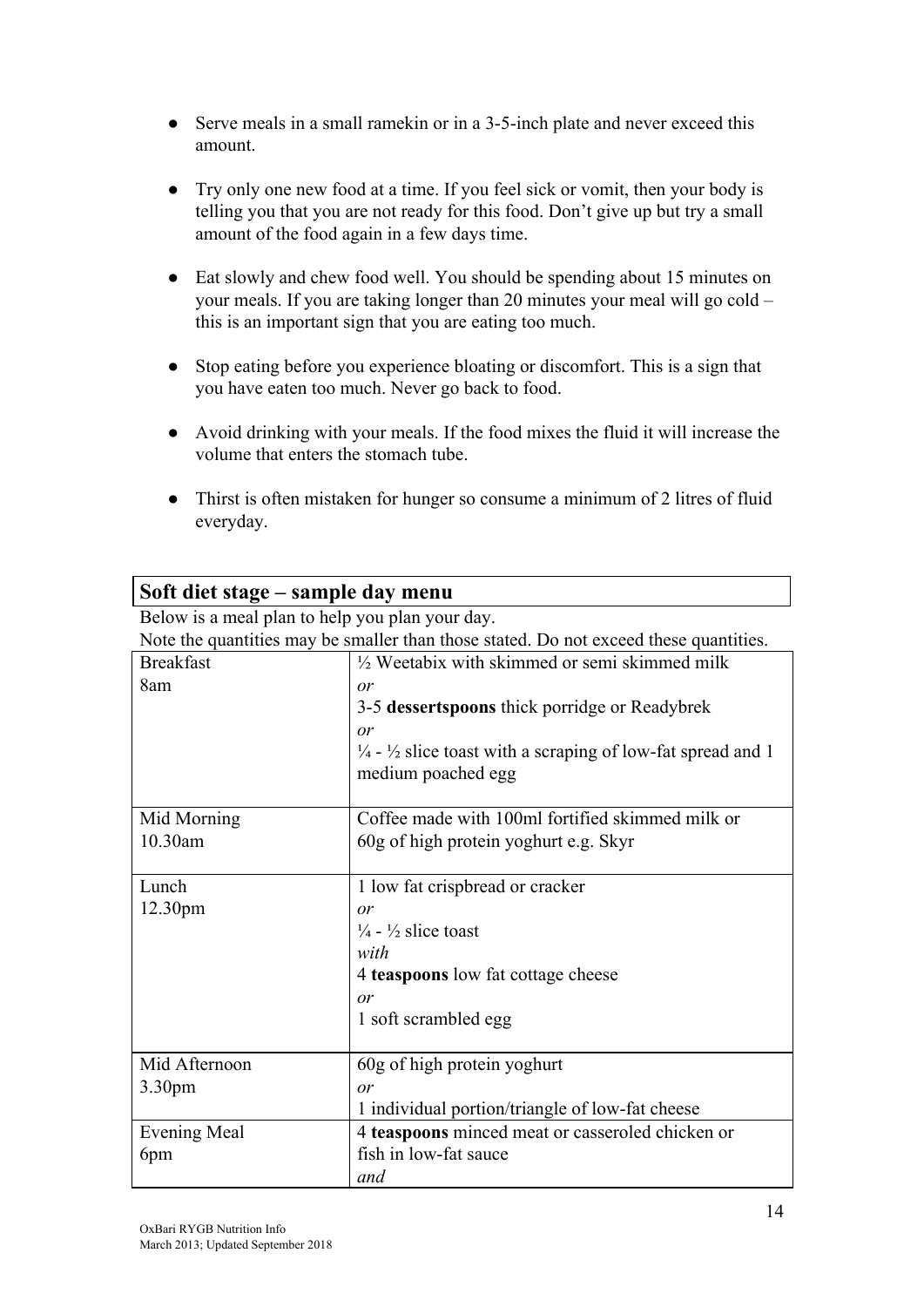- Serve meals in a small ramekin or in a 3-5-inch plate and never exceed this amount.

- Try only one new food at a time. If you feel sick or vomit, then your body is telling you that you are not ready for this food. Don't give up but try a small amount of the food again in a few days time.

- Eat slowly and chew food well. You should be spending about 15 minutes on your meals. If you are taking longer than 20 minutes your meal will go cold – this is an important sign that you are eating too much.

- Stop eating before you experience bloating or discomfort. This is a sign that you have eaten too much. Never go back to food.

- Avoid drinking with your meals. If the food mixes the fluid it will increase the volume that enters the stomach tube.

- Thirst is often mistaken for hunger so consume a minimum of 2 litres of fluid everyday.

## Soft diet stage – sample day menu

Below is a meal plan to help you plan your day.
Note the quantities may be smaller than those stated. Do not exceed these quantities.

| | |
|---|---|
| Breakfast<br>8am | ½ Weetabix with skimmed or semi skimmed milk<br>*or*<br>3-5 **dessertspoons** thick porridge or Readybrek<br>*or*<br>¼ - ½ slice toast with a scraping of low-fat spread and 1 medium poached egg |
| Mid Morning<br>10.30am | Coffee made with 100ml fortified skimmed milk or 60g of high protein yoghurt e.g. Skyr |
| Lunch<br>12.30pm | 1 low fat crispbread or cracker<br>*or*<br>¼ - ½ slice toast<br>*with*<br>4 **teaspoons** low fat cottage cheese<br>*or*<br>1 soft scrambled egg |
| Mid Afternoon<br>3.30pm | 60g of high protein yoghurt<br>*or*<br>1 individual portion/triangle of low-fat cheese |
| Evening Meal<br>6pm | 4 **teaspoons** minced meat or casseroled chicken or fish in low-fat sauce<br>*and* |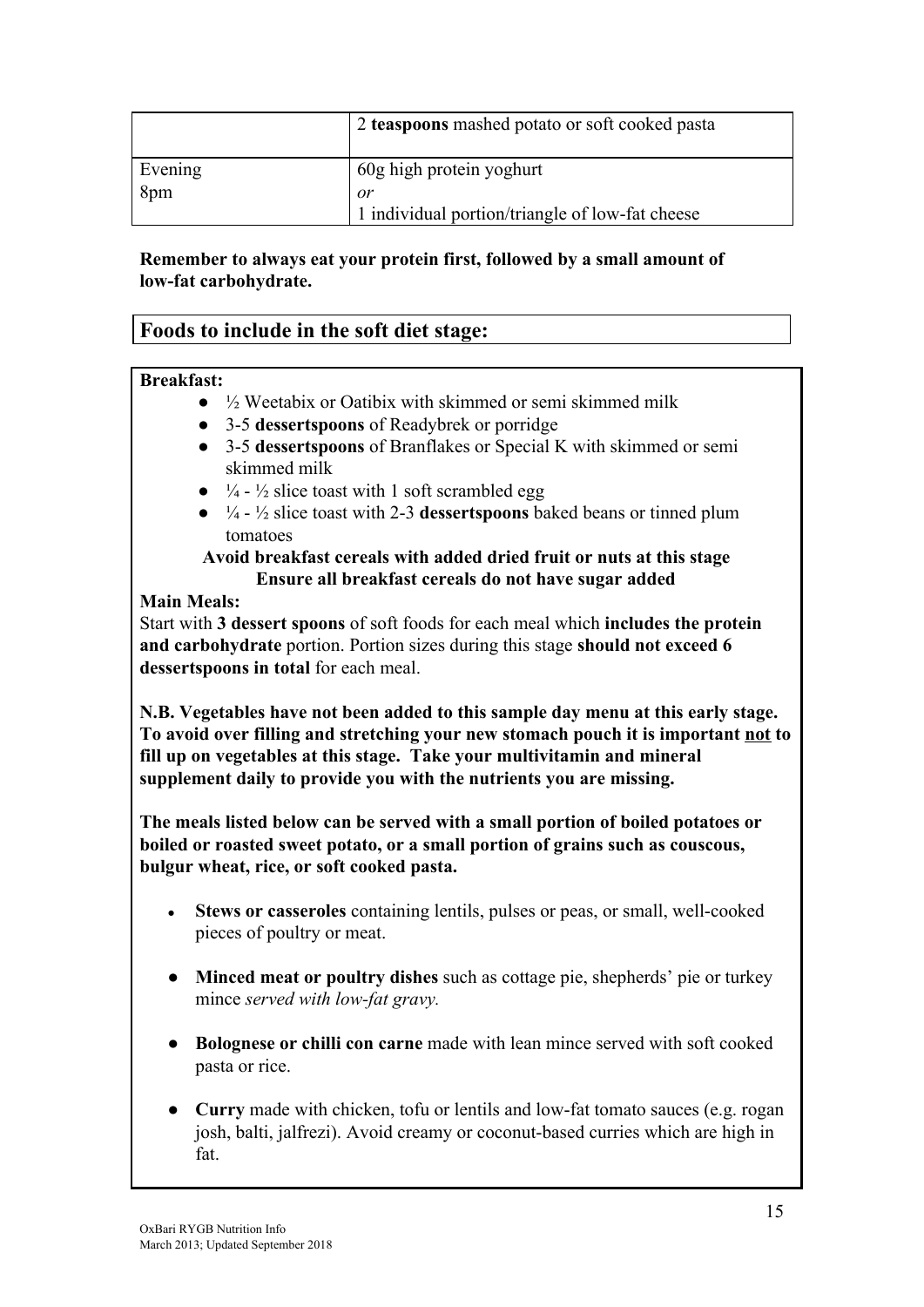| | |
|---|---|
| | 2 **teaspoons** mashed potato or soft cooked pasta |
| Evening<br>8pm | 60g high protein yoghurt<br>*or*<br>1 individual portion/triangle of low-fat cheese |

**Remember to always eat your protein first, followed by a small amount of low-fat carbohydrate.**

## Foods to include in the soft diet stage:

**Breakfast:**

- ½ Weetabix or Oatibix with skimmed or semi skimmed milk
- 3-5 **dessertspoons** of Readybrek or porridge
- 3-5 **dessertspoons** of Branflakes or Special K with skimmed or semi skimmed milk
- ¼ - ½ slice toast with 1 soft scrambled egg
- ¼ - ½ slice toast with 2-3 **dessertspoons** baked beans or tinned plum tomatoes

**Avoid breakfast cereals with added dried fruit or nuts at this stage**
**Ensure all breakfast cereals do not have sugar added**

**Main Meals:**

Start with **3 dessert spoons** of soft foods for each meal which **includes the protein and carbohydrate** portion. Portion sizes during this stage **should not exceed 6 dessertspoons in total** for each meal.

**N.B. Vegetables have not been added to this sample day menu at this early stage. To avoid over filling and stretching your new stomach pouch it is important <u>not</u> to fill up on vegetables at this stage. Take your multivitamin and mineral supplement daily to provide you with the nutrients you are missing.**

**The meals listed below can be served with a small portion of boiled potatoes or boiled or roasted sweet potato, or a small portion of grains such as couscous, bulgur wheat, rice, or soft cooked pasta.**

- **Stews or casseroles** containing lentils, pulses or peas, or small, well-cooked pieces of poultry or meat.
- **Minced meat or poultry dishes** such as cottage pie, shepherds' pie or turkey mince *served with low-fat gravy.*
- **Bolognese or chilli con carne** made with lean mince served with soft cooked pasta or rice.
- **Curry** made with chicken, tofu or lentils and low-fat tomato sauces (e.g. rogan josh, balti, jalfrezi). Avoid creamy or coconut-based curries which are high in fat.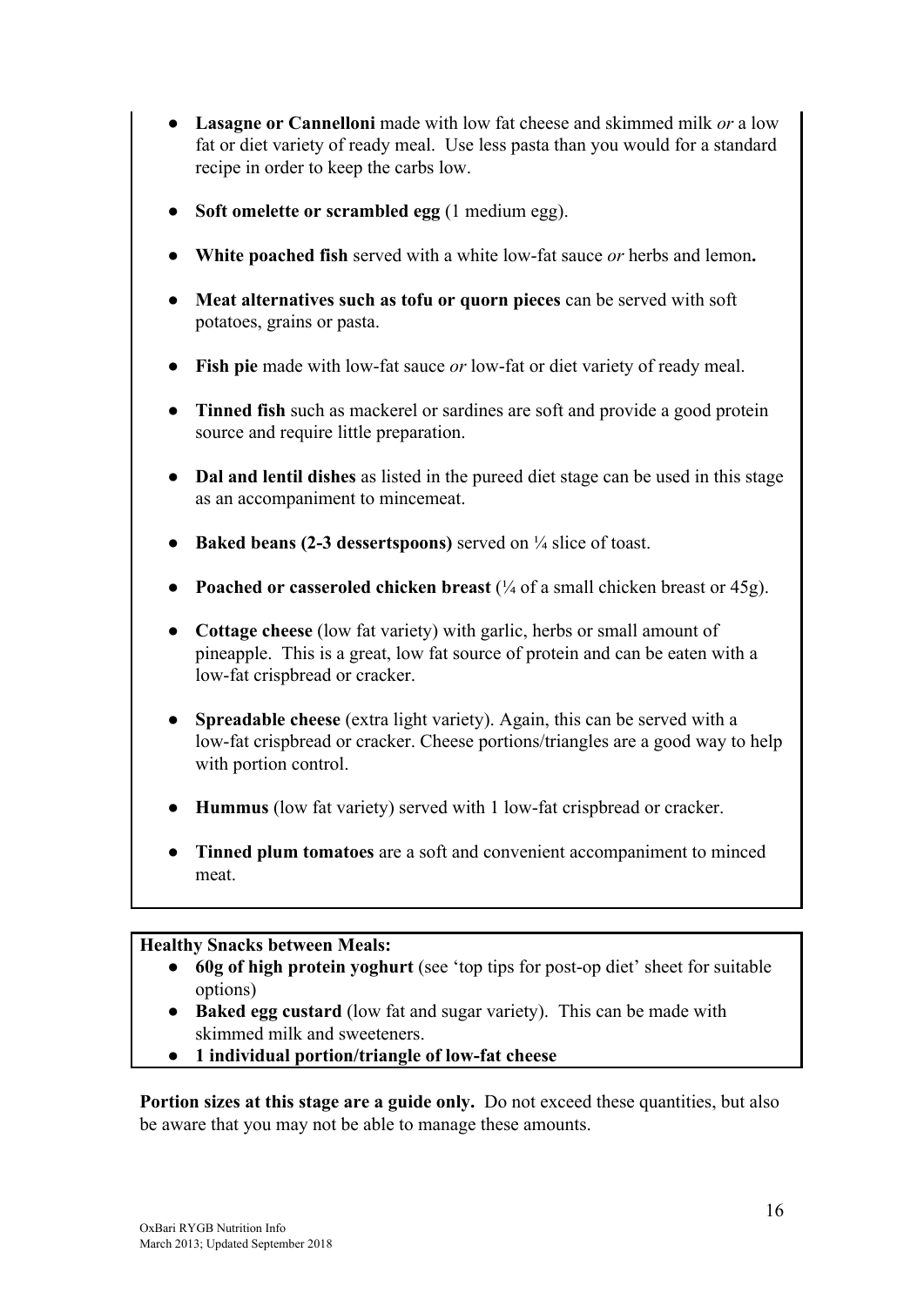- **Lasagne or Cannelloni** made with low fat cheese and skimmed milk *or* a low fat or diet variety of ready meal. Use less pasta than you would for a standard recipe in order to keep the carbs low.

- **Soft omelette or scrambled egg** (1 medium egg).

- **White poached fish** served with a white low-fat sauce *or* herbs and lemon**.**

- **Meat alternatives such as tofu or quorn pieces** can be served with soft potatoes, grains or pasta.

- **Fish pie** made with low-fat sauce *or* low-fat or diet variety of ready meal.

- **Tinned fish** such as mackerel or sardines are soft and provide a good protein source and require little preparation.

- **Dal and lentil dishes** as listed in the pureed diet stage can be used in this stage as an accompaniment to mincemeat.

- **Baked beans (2-3 dessertspoons)** served on ¼ slice of toast.

- **Poached or casseroled chicken breast** (¼ of a small chicken breast or 45g).

- **Cottage cheese** (low fat variety) with garlic, herbs or small amount of pineapple. This is a great, low fat source of protein and can be eaten with a low-fat crispbread or cracker.

- **Spreadable cheese** (extra light variety). Again, this can be served with a low-fat crispbread or cracker. Cheese portions/triangles are a good way to help with portion control.

- **Hummus** (low fat variety) served with 1 low-fat crispbread or cracker.

- **Tinned plum tomatoes** are a soft and convenient accompaniment to minced meat.

**Healthy Snacks between Meals:**

- **60g of high protein yoghurt** (see 'top tips for post-op diet' sheet for suitable options)
- **Baked egg custard** (low fat and sugar variety). This can be made with skimmed milk and sweeteners.
- **1 individual portion/triangle of low-fat cheese**

**Portion sizes at this stage are a guide only.** Do not exceed these quantities, but also be aware that you may not be able to manage these amounts.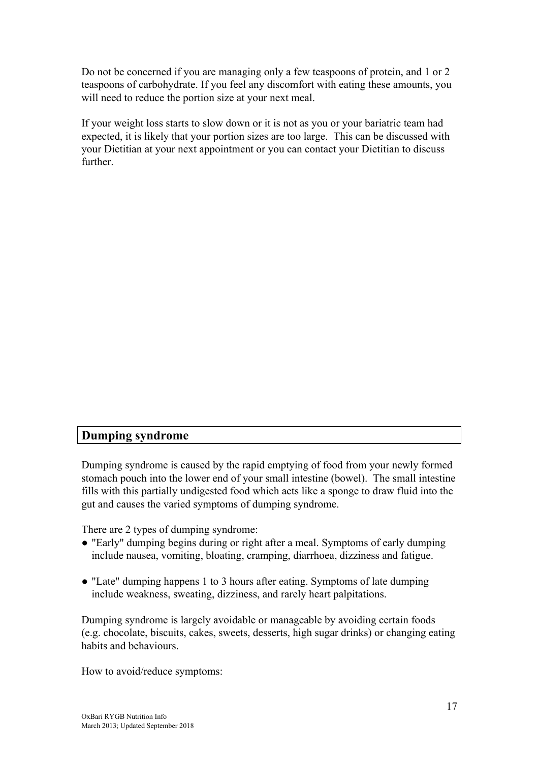Do not be concerned if you are managing only a few teaspoons of protein, and 1 or 2 teaspoons of carbohydrate. If you feel any discomfort with eating these amounts, you will need to reduce the portion size at your next meal.

If your weight loss starts to slow down or it is not as you or your bariatric team had expected, it is likely that your portion sizes are too large. This can be discussed with your Dietitian at your next appointment or you can contact your Dietitian to discuss further.

## Dumping syndrome

Dumping syndrome is caused by the rapid emptying of food from your newly formed stomach pouch into the lower end of your small intestine (bowel). The small intestine fills with this partially undigested food which acts like a sponge to draw fluid into the gut and causes the varied symptoms of dumping syndrome.

There are 2 types of dumping syndrome:

- "Early" dumping begins during or right after a meal. Symptoms of early dumping include nausea, vomiting, bloating, cramping, diarrhoea, dizziness and fatigue.
- "Late" dumping happens 1 to 3 hours after eating. Symptoms of late dumping include weakness, sweating, dizziness, and rarely heart palpitations.

Dumping syndrome is largely avoidable or manageable by avoiding certain foods (e.g. chocolate, biscuits, cakes, sweets, desserts, high sugar drinks) or changing eating habits and behaviours.

How to avoid/reduce symptoms: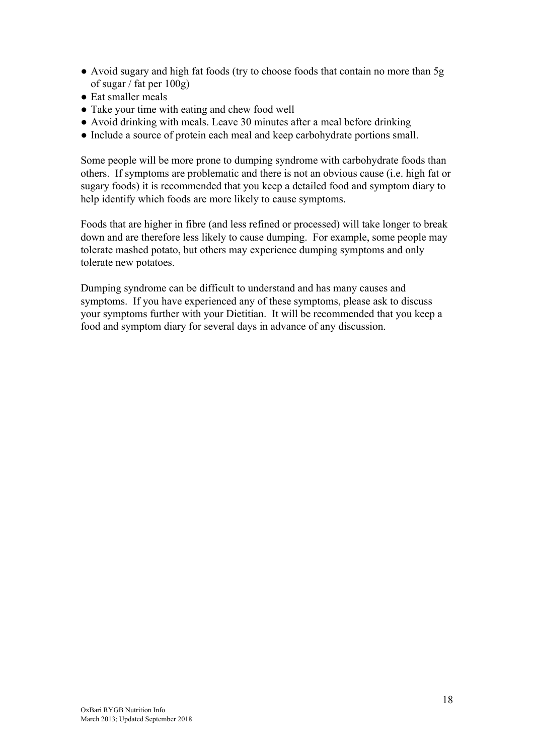- Avoid sugary and high fat foods (try to choose foods that contain no more than 5g of sugar / fat per 100g)
- Eat smaller meals
- Take your time with eating and chew food well
- Avoid drinking with meals. Leave 30 minutes after a meal before drinking
- Include a source of protein each meal and keep carbohydrate portions small.

Some people will be more prone to dumping syndrome with carbohydrate foods than others. If symptoms are problematic and there is not an obvious cause (i.e. high fat or sugary foods) it is recommended that you keep a detailed food and symptom diary to help identify which foods are more likely to cause symptoms.

Foods that are higher in fibre (and less refined or processed) will take longer to break down and are therefore less likely to cause dumping. For example, some people may tolerate mashed potato, but others may experience dumping symptoms and only tolerate new potatoes.

Dumping syndrome can be difficult to understand and has many causes and symptoms. If you have experienced any of these symptoms, please ask to discuss your symptoms further with your Dietitian. It will be recommended that you keep a food and symptom diary for several days in advance of any discussion.